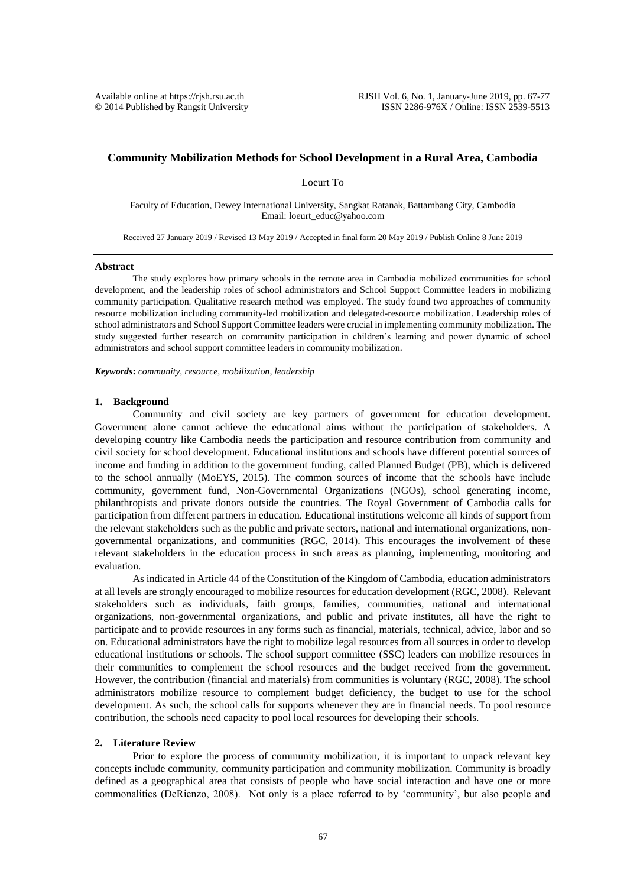# Community Mobilization Methods for School Development in a Rural Area, Cambodia

Loeurt To

Faculty of Education, Dewey International University, Sangkat Ratanak, Battambang City, Cambodia
Email: loeurt_educ@yahoo.com

Received 27 January 2019 / Revised 13 May 2019 / Accepted in final form 20 May 2019 / Publish Online 8 June 2019

## Abstract

The study explores how primary schools in the remote area in Cambodia mobilized communities for school development, and the leadership roles of school administrators and School Support Committee leaders in mobilizing community participation. Qualitative research method was employed. The study found two approaches of community resource mobilization including community-led mobilization and delegated-resource mobilization. Leadership roles of school administrators and School Support Committee leaders were crucial in implementing community mobilization. The study suggested further research on community participation in children's learning and power dynamic of school administrators and school support committee leaders in community mobilization.

***Keywords*:** *community, resource, mobilization, leadership*

## 1. Background

Community and civil society are key partners of government for education development. Government alone cannot achieve the educational aims without the participation of stakeholders. A developing country like Cambodia needs the participation and resource contribution from community and civil society for school development. Educational institutions and schools have different potential sources of income and funding in addition to the government funding, called Planned Budget (PB), which is delivered to the school annually (MoEYS, 2015). The common sources of income that the schools have include community, government fund, Non-Governmental Organizations (NGOs), school generating income, philanthropists and private donors outside the countries. The Royal Government of Cambodia calls for participation from different partners in education. Educational institutions welcome all kinds of support from the relevant stakeholders such as the public and private sectors, national and international organizations, non-governmental organizations, and communities (RGC, 2014). This encourages the involvement of these relevant stakeholders in the education process in such areas as planning, implementing, monitoring and evaluation.

As indicated in Article 44 of the Constitution of the Kingdom of Cambodia, education administrators at all levels are strongly encouraged to mobilize resources for education development (RGC, 2008). Relevant stakeholders such as individuals, faith groups, families, communities, national and international organizations, non-governmental organizations, and public and private institutes, all have the right to participate and to provide resources in any forms such as financial, materials, technical, advice, labor and so on. Educational administrators have the right to mobilize legal resources from all sources in order to develop educational institutions or schools. The school support committee (SSC) leaders can mobilize resources in their communities to complement the school resources and the budget received from the government. However, the contribution (financial and materials) from communities is voluntary (RGC, 2008). The school administrators mobilize resource to complement budget deficiency, the budget to use for the school development. As such, the school calls for supports whenever they are in financial needs. To pool resource contribution, the schools need capacity to pool local resources for developing their schools.

## 2. Literature Review

Prior to explore the process of community mobilization, it is important to unpack relevant key concepts include community, community participation and community mobilization. Community is broadly defined as a geographical area that consists of people who have social interaction and have one or more commonalities (DeRienzo, 2008). Not only is a place referred to by 'community', but also people and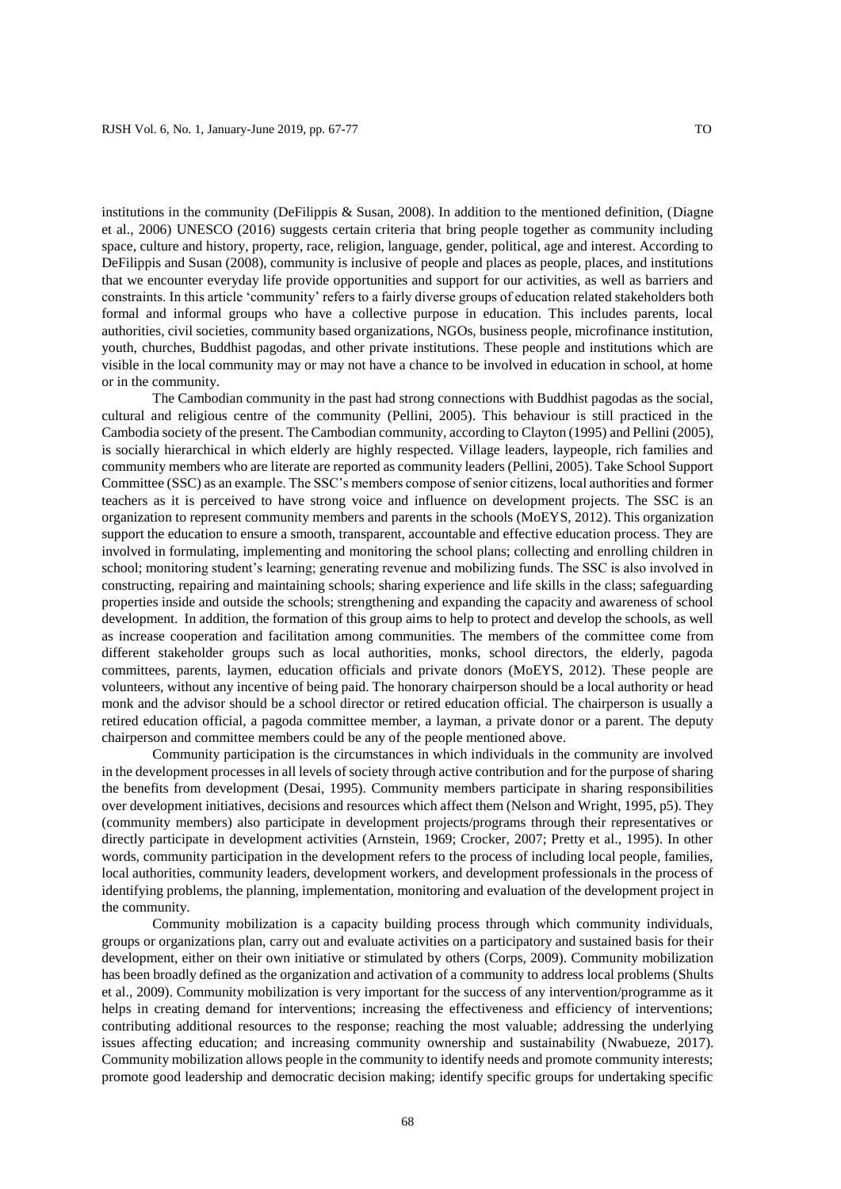institutions in the community (DeFilippis & Susan, 2008). In addition to the mentioned definition, (Diagne et al., 2006) UNESCO (2016) suggests certain criteria that bring people together as community including space, culture and history, property, race, religion, language, gender, political, age and interest. According to DeFilippis and Susan (2008), community is inclusive of people and places as people, places, and institutions that we encounter everyday life provide opportunities and support for our activities, as well as barriers and constraints. In this article 'community' refers to a fairly diverse groups of education related stakeholders both formal and informal groups who have a collective purpose in education. This includes parents, local authorities, civil societies, community based organizations, NGOs, business people, microfinance institution, youth, churches, Buddhist pagodas, and other private institutions. These people and institutions which are visible in the local community may or may not have a chance to be involved in education in school, at home or in the community.

The Cambodian community in the past had strong connections with Buddhist pagodas as the social, cultural and religious centre of the community (Pellini, 2005). This behaviour is still practiced in the Cambodia society of the present. The Cambodian community, according to Clayton (1995) and Pellini (2005), is socially hierarchical in which elderly are highly respected. Village leaders, laypeople, rich families and community members who are literate are reported as community leaders (Pellini, 2005). Take School Support Committee (SSC) as an example. The SSC's members compose of senior citizens, local authorities and former teachers as it is perceived to have strong voice and influence on development projects. The SSC is an organization to represent community members and parents in the schools (MoEYS, 2012). This organization support the education to ensure a smooth, transparent, accountable and effective education process. They are involved in formulating, implementing and monitoring the school plans; collecting and enrolling children in school; monitoring student's learning; generating revenue and mobilizing funds. The SSC is also involved in constructing, repairing and maintaining schools; sharing experience and life skills in the class; safeguarding properties inside and outside the schools; strengthening and expanding the capacity and awareness of school development. In addition, the formation of this group aims to help to protect and develop the schools, as well as increase cooperation and facilitation among communities. The members of the committee come from different stakeholder groups such as local authorities, monks, school directors, the elderly, pagoda committees, parents, laymen, education officials and private donors (MoEYS, 2012). These people are volunteers, without any incentive of being paid. The honorary chairperson should be a local authority or head monk and the advisor should be a school director or retired education official. The chairperson is usually a retired education official, a pagoda committee member, a layman, a private donor or a parent. The deputy chairperson and committee members could be any of the people mentioned above.

Community participation is the circumstances in which individuals in the community are involved in the development processes in all levels of society through active contribution and for the purpose of sharing the benefits from development (Desai, 1995). Community members participate in sharing responsibilities over development initiatives, decisions and resources which affect them (Nelson and Wright, 1995, p5). They (community members) also participate in development projects/programs through their representatives or directly participate in development activities (Arnstein, 1969; Crocker, 2007; Pretty et al., 1995). In other words, community participation in the development refers to the process of including local people, families, local authorities, community leaders, development workers, and development professionals in the process of identifying problems, the planning, implementation, monitoring and evaluation of the development project in the community.

Community mobilization is a capacity building process through which community individuals, groups or organizations plan, carry out and evaluate activities on a participatory and sustained basis for their development, either on their own initiative or stimulated by others (Corps, 2009). Community mobilization has been broadly defined as the organization and activation of a community to address local problems (Shults et al., 2009). Community mobilization is very important for the success of any intervention/programme as it helps in creating demand for interventions; increasing the effectiveness and efficiency of interventions; contributing additional resources to the response; reaching the most valuable; addressing the underlying issues affecting education; and increasing community ownership and sustainability (Nwabueze, 2017). Community mobilization allows people in the community to identify needs and promote community interests; promote good leadership and democratic decision making; identify specific groups for undertaking specific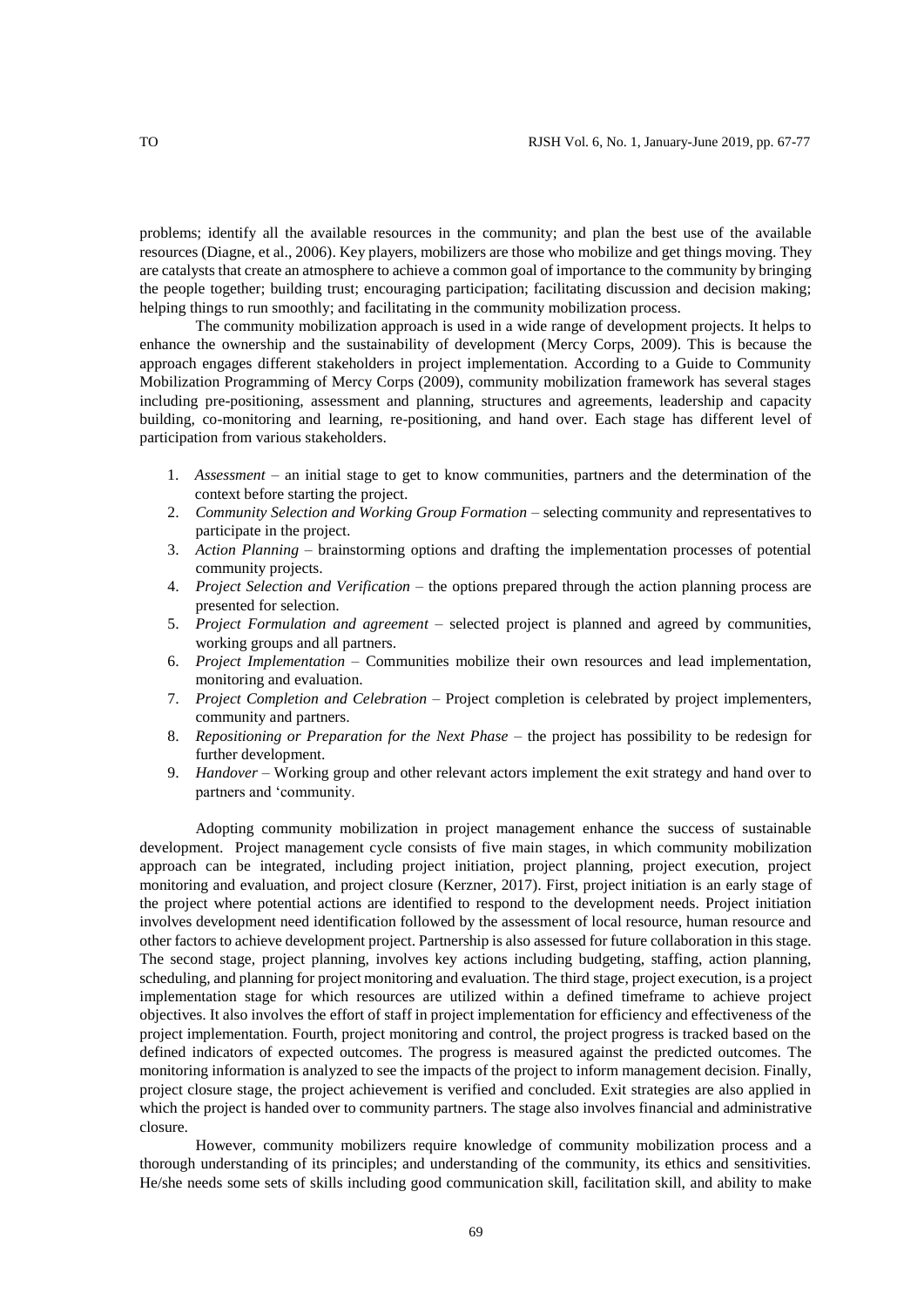problems; identify all the available resources in the community; and plan the best use of the available resources (Diagne, et al., 2006). Key players, mobilizers are those who mobilize and get things moving. They are catalysts that create an atmosphere to achieve a common goal of importance to the community by bringing the people together; building trust; encouraging participation; facilitating discussion and decision making; helping things to run smoothly; and facilitating in the community mobilization process.

The community mobilization approach is used in a wide range of development projects. It helps to enhance the ownership and the sustainability of development (Mercy Corps, 2009). This is because the approach engages different stakeholders in project implementation. According to a Guide to Community Mobilization Programming of Mercy Corps (2009), community mobilization framework has several stages including pre-positioning, assessment and planning, structures and agreements, leadership and capacity building, co-monitoring and learning, re-positioning, and hand over. Each stage has different level of participation from various stakeholders.

1. *Assessment* – an initial stage to get to know communities, partners and the determination of the context before starting the project.
2. *Community Selection and Working Group Formation* – selecting community and representatives to participate in the project.
3. *Action Planning* – brainstorming options and drafting the implementation processes of potential community projects.
4. *Project Selection and Verification* – the options prepared through the action planning process are presented for selection.
5. *Project Formulation and agreement* – selected project is planned and agreed by communities, working groups and all partners.
6. *Project Implementation* – Communities mobilize their own resources and lead implementation, monitoring and evaluation.
7. *Project Completion and Celebration* – Project completion is celebrated by project implementers, community and partners.
8. *Repositioning or Preparation for the Next Phase* – the project has possibility to be redesign for further development.
9. *Handover* – Working group and other relevant actors implement the exit strategy and hand over to partners and 'community.

Adopting community mobilization in project management enhance the success of sustainable development. Project management cycle consists of five main stages, in which community mobilization approach can be integrated, including project initiation, project planning, project execution, project monitoring and evaluation, and project closure (Kerzner, 2017). First, project initiation is an early stage of the project where potential actions are identified to respond to the development needs. Project initiation involves development need identification followed by the assessment of local resource, human resource and other factors to achieve development project. Partnership is also assessed for future collaboration in this stage. The second stage, project planning, involves key actions including budgeting, staffing, action planning, scheduling, and planning for project monitoring and evaluation. The third stage, project execution, is a project implementation stage for which resources are utilized within a defined timeframe to achieve project objectives. It also involves the effort of staff in project implementation for efficiency and effectiveness of the project implementation. Fourth, project monitoring and control, the project progress is tracked based on the defined indicators of expected outcomes. The progress is measured against the predicted outcomes. The monitoring information is analyzed to see the impacts of the project to inform management decision. Finally, project closure stage, the project achievement is verified and concluded. Exit strategies are also applied in which the project is handed over to community partners. The stage also involves financial and administrative closure.

However, community mobilizers require knowledge of community mobilization process and a thorough understanding of its principles; and understanding of the community, its ethics and sensitivities. He/she needs some sets of skills including good communication skill, facilitation skill, and ability to make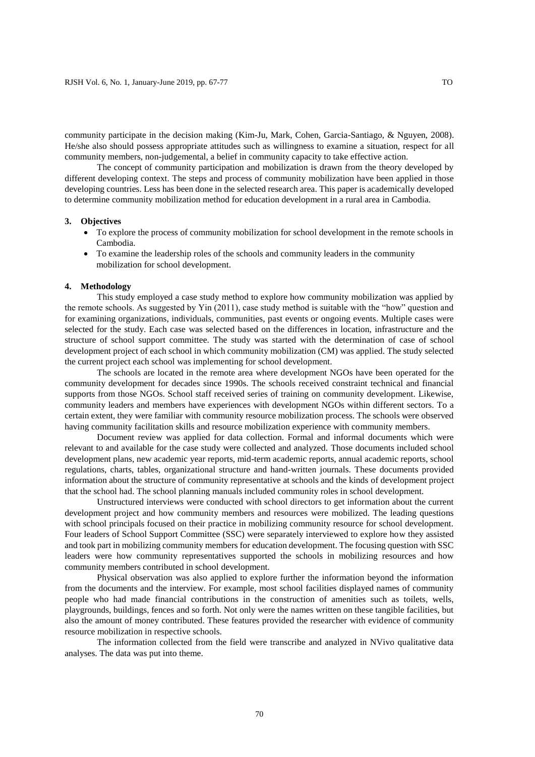community participate in the decision making (Kim-Ju, Mark, Cohen, Garcia-Santiago, & Nguyen, 2008). He/she also should possess appropriate attitudes such as willingness to examine a situation, respect for all community members, non-judgemental, a belief in community capacity to take effective action.

The concept of community participation and mobilization is drawn from the theory developed by different developing context. The steps and process of community mobilization have been applied in those developing countries. Less has been done in the selected research area. This paper is academically developed to determine community mobilization method for education development in a rural area in Cambodia.

## 3. Objectives

- To explore the process of community mobilization for school development in the remote schools in Cambodia.
- To examine the leadership roles of the schools and community leaders in the community mobilization for school development.

## 4. Methodology

This study employed a case study method to explore how community mobilization was applied by the remote schools. As suggested by Yin (2011), case study method is suitable with the "how" question and for examining organizations, individuals, communities, past events or ongoing events. Multiple cases were selected for the study. Each case was selected based on the differences in location, infrastructure and the structure of school support committee. The study was started with the determination of case of school development project of each school in which community mobilization (CM) was applied. The study selected the current project each school was implementing for school development.

The schools are located in the remote area where development NGOs have been operated for the community development for decades since 1990s. The schools received constraint technical and financial supports from those NGOs. School staff received series of training on community development. Likewise, community leaders and members have experiences with development NGOs within different sectors. To a certain extent, they were familiar with community resource mobilization process. The schools were observed having community facilitation skills and resource mobilization experience with community members.

Document review was applied for data collection. Formal and informal documents which were relevant to and available for the case study were collected and analyzed. Those documents included school development plans, new academic year reports, mid-term academic reports, annual academic reports, school regulations, charts, tables, organizational structure and hand-written journals. These documents provided information about the structure of community representative at schools and the kinds of development project that the school had. The school planning manuals included community roles in school development.

Unstructured interviews were conducted with school directors to get information about the current development project and how community members and resources were mobilized. The leading questions with school principals focused on their practice in mobilizing community resource for school development. Four leaders of School Support Committee (SSC) were separately interviewed to explore how they assisted and took part in mobilizing community members for education development. The focusing question with SSC leaders were how community representatives supported the schools in mobilizing resources and how community members contributed in school development.

Physical observation was also applied to explore further the information beyond the information from the documents and the interview. For example, most school facilities displayed names of community people who had made financial contributions in the construction of amenities such as toilets, wells, playgrounds, buildings, fences and so forth. Not only were the names written on these tangible facilities, but also the amount of money contributed. These features provided the researcher with evidence of community resource mobilization in respective schools.

The information collected from the field were transcribe and analyzed in NVivo qualitative data analyses. The data was put into theme.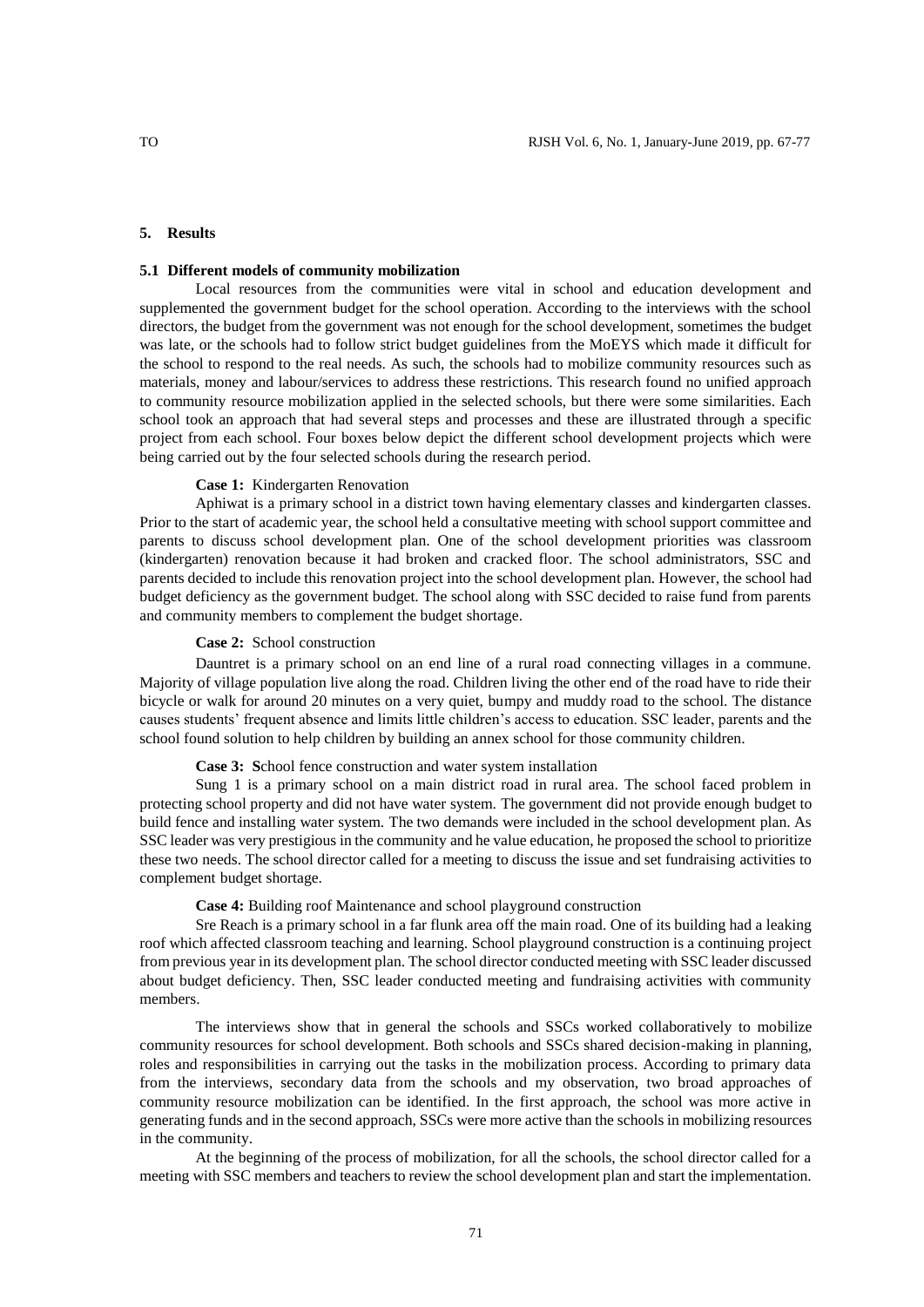## 5. Results

### 5.1 Different models of community mobilization

Local resources from the communities were vital in school and education development and supplemented the government budget for the school operation. According to the interviews with the school directors, the budget from the government was not enough for the school development, sometimes the budget was late, or the schools had to follow strict budget guidelines from the MoEYS which made it difficult for the school to respond to the real needs. As such, the schools had to mobilize community resources such as materials, money and labour/services to address these restrictions. This research found no unified approach to community resource mobilization applied in the selected schools, but there were some similarities. Each school took an approach that had several steps and processes and these are illustrated through a specific project from each school. Four boxes below depict the different school development projects which were being carried out by the four selected schools during the research period.

**Case 1:** Kindergarten Renovation

Aphiwat is a primary school in a district town having elementary classes and kindergarten classes. Prior to the start of academic year, the school held a consultative meeting with school support committee and parents to discuss school development plan. One of the school development priorities was classroom (kindergarten) renovation because it had broken and cracked floor. The school administrators, SSC and parents decided to include this renovation project into the school development plan. However, the school had budget deficiency as the government budget. The school along with SSC decided to raise fund from parents and community members to complement the budget shortage.

**Case 2:** School construction

Dauntret is a primary school on an end line of a rural road connecting villages in a commune. Majority of village population live along the road. Children living the other end of the road have to ride their bicycle or walk for around 20 minutes on a very quiet, bumpy and muddy road to the school. The distance causes students' frequent absence and limits little children's access to education. SSC leader, parents and the school found solution to help children by building an annex school for those community children.

**Case 3: S**chool fence construction and water system installation

Sung 1 is a primary school on a main district road in rural area. The school faced problem in protecting school property and did not have water system. The government did not provide enough budget to build fence and installing water system. The two demands were included in the school development plan. As SSC leader was very prestigious in the community and he value education, he proposed the school to prioritize these two needs. The school director called for a meeting to discuss the issue and set fundraising activities to complement budget shortage.

**Case 4:** Building roof Maintenance and school playground construction

Sre Reach is a primary school in a far flunk area off the main road. One of its building had a leaking roof which affected classroom teaching and learning. School playground construction is a continuing project from previous year in its development plan. The school director conducted meeting with SSC leader discussed about budget deficiency. Then, SSC leader conducted meeting and fundraising activities with community members.

The interviews show that in general the schools and SSCs worked collaboratively to mobilize community resources for school development. Both schools and SSCs shared decision-making in planning, roles and responsibilities in carrying out the tasks in the mobilization process. According to primary data from the interviews, secondary data from the schools and my observation, two broad approaches of community resource mobilization can be identified. In the first approach, the school was more active in generating funds and in the second approach, SSCs were more active than the schools in mobilizing resources in the community.

At the beginning of the process of mobilization, for all the schools, the school director called for a meeting with SSC members and teachers to review the school development plan and start the implementation.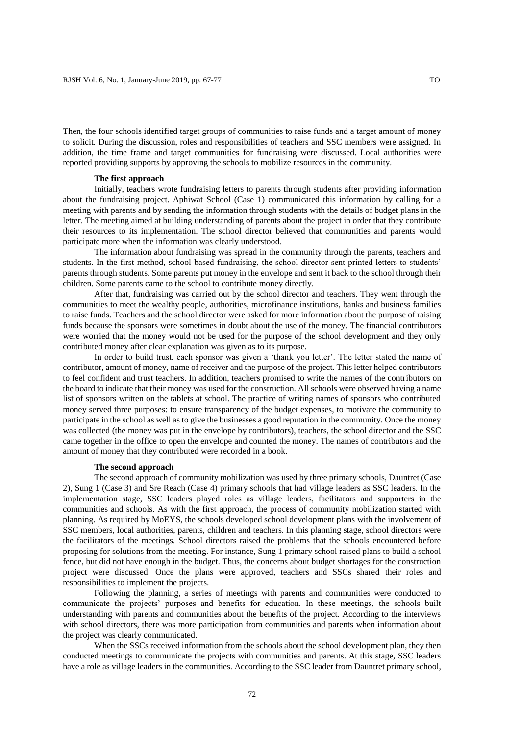Then, the four schools identified target groups of communities to raise funds and a target amount of money to solicit. During the discussion, roles and responsibilities of teachers and SSC members were assigned. In addition, the time frame and target communities for fundraising were discussed. Local authorities were reported providing supports by approving the schools to mobilize resources in the community.

### The first approach

Initially, teachers wrote fundraising letters to parents through students after providing information about the fundraising project. Aphiwat School (Case 1) communicated this information by calling for a meeting with parents and by sending the information through students with the details of budget plans in the letter. The meeting aimed at building understanding of parents about the project in order that they contribute their resources to its implementation. The school director believed that communities and parents would participate more when the information was clearly understood.

The information about fundraising was spread in the community through the parents, teachers and students. In the first method, school-based fundraising, the school director sent printed letters to students' parents through students. Some parents put money in the envelope and sent it back to the school through their children. Some parents came to the school to contribute money directly.

After that, fundraising was carried out by the school director and teachers. They went through the communities to meet the wealthy people, authorities, microfinance institutions, banks and business families to raise funds. Teachers and the school director were asked for more information about the purpose of raising funds because the sponsors were sometimes in doubt about the use of the money. The financial contributors were worried that the money would not be used for the purpose of the school development and they only contributed money after clear explanation was given as to its purpose.

In order to build trust, each sponsor was given a 'thank you letter'. The letter stated the name of contributor, amount of money, name of receiver and the purpose of the project. This letter helped contributors to feel confident and trust teachers. In addition, teachers promised to write the names of the contributors on the board to indicate that their money was used for the construction. All schools were observed having a name list of sponsors written on the tablets at school. The practice of writing names of sponsors who contributed money served three purposes: to ensure transparency of the budget expenses, to motivate the community to participate in the school as well as to give the businesses a good reputation in the community. Once the money was collected (the money was put in the envelope by contributors), teachers, the school director and the SSC came together in the office to open the envelope and counted the money. The names of contributors and the amount of money that they contributed were recorded in a book.

### The second approach

The second approach of community mobilization was used by three primary schools, Dauntret (Case 2), Sung 1 (Case 3) and Sre Reach (Case 4) primary schools that had village leaders as SSC leaders. In the implementation stage, SSC leaders played roles as village leaders, facilitators and supporters in the communities and schools. As with the first approach, the process of community mobilization started with planning. As required by MoEYS, the schools developed school development plans with the involvement of SSC members, local authorities, parents, children and teachers. In this planning stage, school directors were the facilitators of the meetings. School directors raised the problems that the schools encountered before proposing for solutions from the meeting. For instance, Sung 1 primary school raised plans to build a school fence, but did not have enough in the budget. Thus, the concerns about budget shortages for the construction project were discussed. Once the plans were approved, teachers and SSCs shared their roles and responsibilities to implement the projects.

Following the planning, a series of meetings with parents and communities were conducted to communicate the projects' purposes and benefits for education. In these meetings, the schools built understanding with parents and communities about the benefits of the project. According to the interviews with school directors, there was more participation from communities and parents when information about the project was clearly communicated.

When the SSCs received information from the schools about the school development plan, they then conducted meetings to communicate the projects with communities and parents. At this stage, SSC leaders have a role as village leaders in the communities. According to the SSC leader from Dauntret primary school,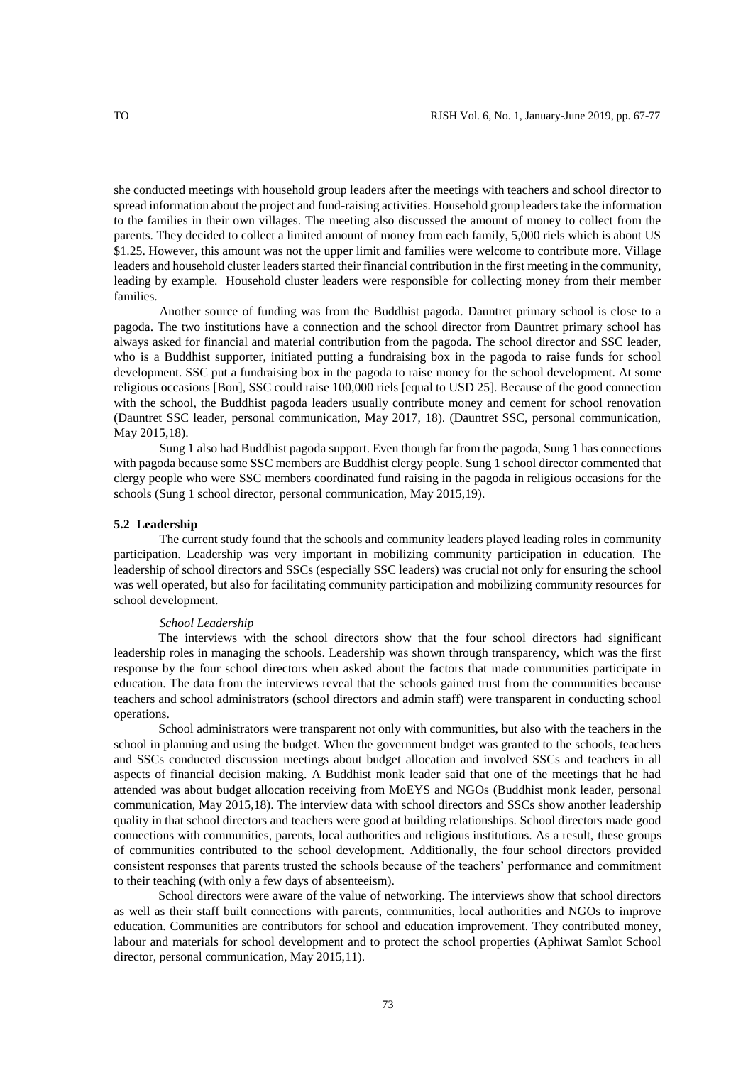she conducted meetings with household group leaders after the meetings with teachers and school director to spread information about the project and fund-raising activities. Household group leaders take the information to the families in their own villages. The meeting also discussed the amount of money to collect from the parents. They decided to collect a limited amount of money from each family, 5,000 riels which is about US $1.25. However, this amount was not the upper limit and families were welcome to contribute more. Village leaders and household cluster leaders started their financial contribution in the first meeting in the community, leading by example. Household cluster leaders were responsible for collecting money from their member families.

Another source of funding was from the Buddhist pagoda. Dauntret primary school is close to a pagoda. The two institutions have a connection and the school director from Dauntret primary school has always asked for financial and material contribution from the pagoda. The school director and SSC leader, who is a Buddhist supporter, initiated putting a fundraising box in the pagoda to raise funds for school development. SSC put a fundraising box in the pagoda to raise money for the school development. At some religious occasions [Bon], SSC could raise 100,000 riels [equal to USD 25]. Because of the good connection with the school, the Buddhist pagoda leaders usually contribute money and cement for school renovation (Dauntret SSC leader, personal communication, May 2017, 18). (Dauntret SSC, personal communication, May 2015,18).

Sung 1 also had Buddhist pagoda support. Even though far from the pagoda, Sung 1 has connections with pagoda because some SSC members are Buddhist clergy people. Sung 1 school director commented that clergy people who were SSC members coordinated fund raising in the pagoda in religious occasions for the schools (Sung 1 school director, personal communication, May 2015,19).

### 5.2 Leadership

The current study found that the schools and community leaders played leading roles in community participation. Leadership was very important in mobilizing community participation in education. The leadership of school directors and SSCs (especially SSC leaders) was crucial not only for ensuring the school was well operated, but also for facilitating community participation and mobilizing community resources for school development.

*School Leadership*

The interviews with the school directors show that the four school directors had significant leadership roles in managing the schools. Leadership was shown through transparency, which was the first response by the four school directors when asked about the factors that made communities participate in education. The data from the interviews reveal that the schools gained trust from the communities because teachers and school administrators (school directors and admin staff) were transparent in conducting school operations.

School administrators were transparent not only with communities, but also with the teachers in the school in planning and using the budget. When the government budget was granted to the schools, teachers and SSCs conducted discussion meetings about budget allocation and involved SSCs and teachers in all aspects of financial decision making. A Buddhist monk leader said that one of the meetings that he had attended was about budget allocation receiving from MoEYS and NGOs (Buddhist monk leader, personal communication, May 2015,18). The interview data with school directors and SSCs show another leadership quality in that school directors and teachers were good at building relationships. School directors made good connections with communities, parents, local authorities and religious institutions. As a result, these groups of communities contributed to the school development. Additionally, the four school directors provided consistent responses that parents trusted the schools because of the teachers' performance and commitment to their teaching (with only a few days of absenteeism).

School directors were aware of the value of networking. The interviews show that school directors as well as their staff built connections with parents, communities, local authorities and NGOs to improve education. Communities are contributors for school and education improvement. They contributed money, labour and materials for school development and to protect the school properties (Aphiwat Samlot School director, personal communication, May 2015,11).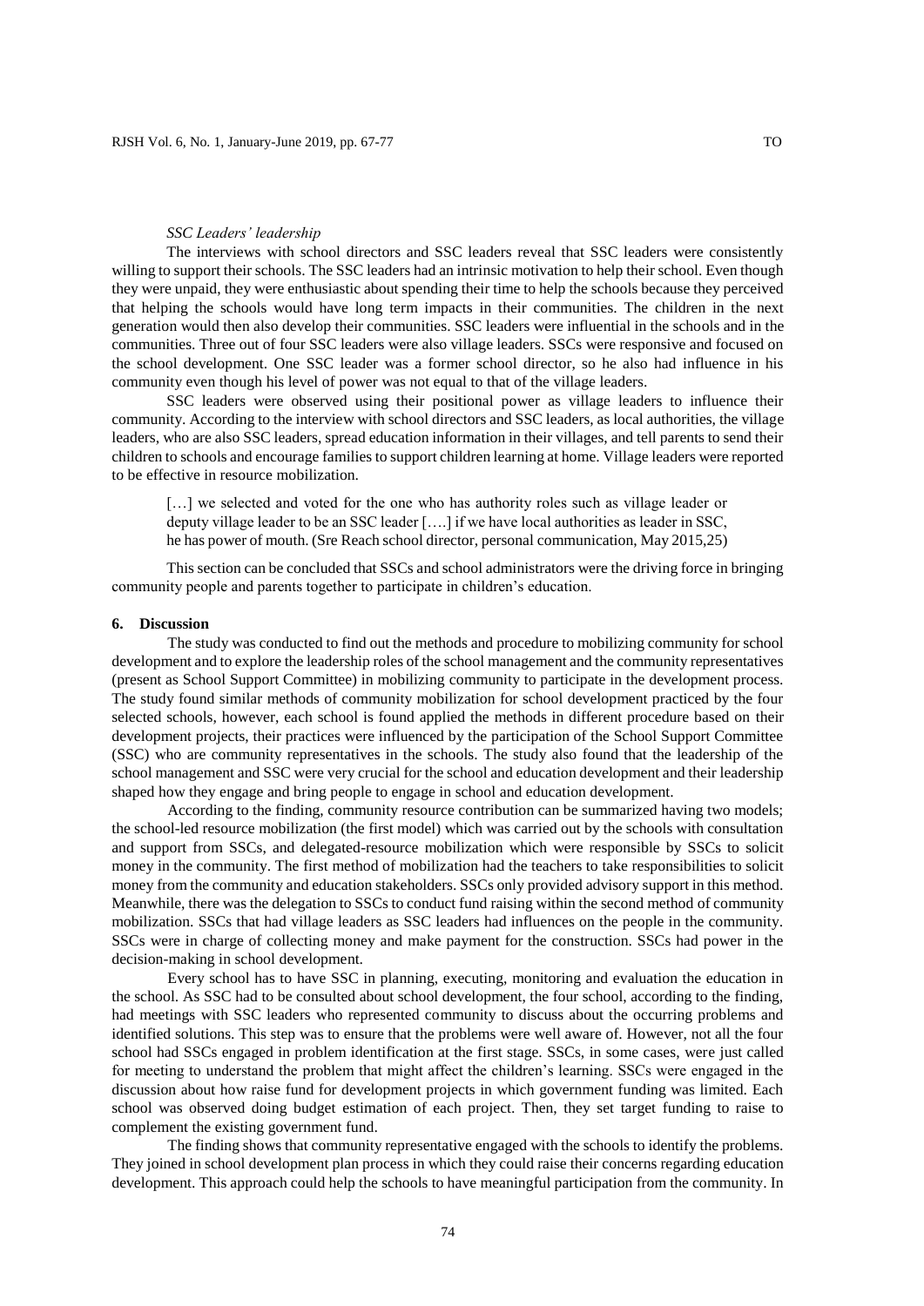*SSC Leaders' leadership*

The interviews with school directors and SSC leaders reveal that SSC leaders were consistently willing to support their schools. The SSC leaders had an intrinsic motivation to help their school. Even though they were unpaid, they were enthusiastic about spending their time to help the schools because they perceived that helping the schools would have long term impacts in their communities. The children in the next generation would then also develop their communities. SSC leaders were influential in the schools and in the communities. Three out of four SSC leaders were also village leaders. SSCs were responsive and focused on the school development. One SSC leader was a former school director, so he also had influence in his community even though his level of power was not equal to that of the village leaders.

SSC leaders were observed using their positional power as village leaders to influence their community. According to the interview with school directors and SSC leaders, as local authorities, the village leaders, who are also SSC leaders, spread education information in their villages, and tell parents to send their children to schools and encourage families to support children learning at home. Village leaders were reported to be effective in resource mobilization.

> […] we selected and voted for the one who has authority roles such as village leader or deputy village leader to be an SSC leader [….] if we have local authorities as leader in SSC, he has power of mouth. (Sre Reach school director, personal communication, May 2015,25)

This section can be concluded that SSCs and school administrators were the driving force in bringing community people and parents together to participate in children's education.

## 6. Discussion

The study was conducted to find out the methods and procedure to mobilizing community for school development and to explore the leadership roles of the school management and the community representatives (present as School Support Committee) in mobilizing community to participate in the development process. The study found similar methods of community mobilization for school development practiced by the four selected schools, however, each school is found applied the methods in different procedure based on their development projects, their practices were influenced by the participation of the School Support Committee (SSC) who are community representatives in the schools. The study also found that the leadership of the school management and SSC were very crucial for the school and education development and their leadership shaped how they engage and bring people to engage in school and education development.

According to the finding, community resource contribution can be summarized having two models; the school-led resource mobilization (the first model) which was carried out by the schools with consultation and support from SSCs, and delegated-resource mobilization which were responsible by SSCs to solicit money in the community. The first method of mobilization had the teachers to take responsibilities to solicit money from the community and education stakeholders. SSCs only provided advisory support in this method. Meanwhile, there was the delegation to SSCs to conduct fund raising within the second method of community mobilization. SSCs that had village leaders as SSC leaders had influences on the people in the community. SSCs were in charge of collecting money and make payment for the construction. SSCs had power in the decision-making in school development.

Every school has to have SSC in planning, executing, monitoring and evaluation the education in the school. As SSC had to be consulted about school development, the four school, according to the finding, had meetings with SSC leaders who represented community to discuss about the occurring problems and identified solutions. This step was to ensure that the problems were well aware of. However, not all the four school had SSCs engaged in problem identification at the first stage. SSCs, in some cases, were just called for meeting to understand the problem that might affect the children's learning. SSCs were engaged in the discussion about how raise fund for development projects in which government funding was limited. Each school was observed doing budget estimation of each project. Then, they set target funding to raise to complement the existing government fund.

The finding shows that community representative engaged with the schools to identify the problems. They joined in school development plan process in which they could raise their concerns regarding education development. This approach could help the schools to have meaningful participation from the community. In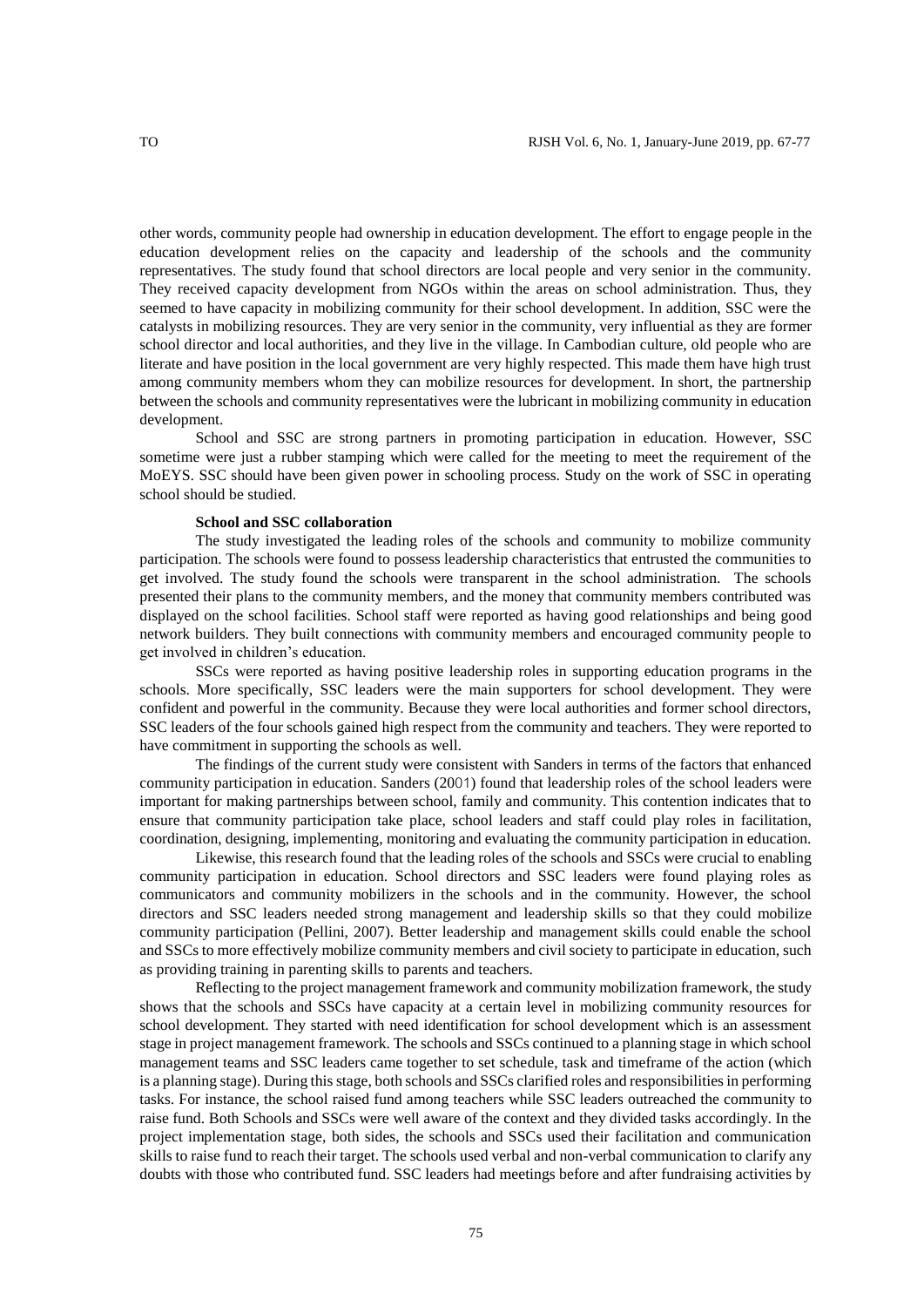other words, community people had ownership in education development. The effort to engage people in the education development relies on the capacity and leadership of the schools and the community representatives. The study found that school directors are local people and very senior in the community. They received capacity development from NGOs within the areas on school administration. Thus, they seemed to have capacity in mobilizing community for their school development. In addition, SSC were the catalysts in mobilizing resources. They are very senior in the community, very influential as they are former school director and local authorities, and they live in the village. In Cambodian culture, old people who are literate and have position in the local government are very highly respected. This made them have high trust among community members whom they can mobilize resources for development. In short, the partnership between the schools and community representatives were the lubricant in mobilizing community in education development.

School and SSC are strong partners in promoting participation in education. However, SSC sometime were just a rubber stamping which were called for the meeting to meet the requirement of the MoEYS. SSC should have been given power in schooling process. Study on the work of SSC in operating school should be studied.

**School and SSC collaboration**

The study investigated the leading roles of the schools and community to mobilize community participation. The schools were found to possess leadership characteristics that entrusted the communities to get involved. The study found the schools were transparent in the school administration. The schools presented their plans to the community members, and the money that community members contributed was displayed on the school facilities. School staff were reported as having good relationships and being good network builders. They built connections with community members and encouraged community people to get involved in children's education.

SSCs were reported as having positive leadership roles in supporting education programs in the schools. More specifically, SSC leaders were the main supporters for school development. They were confident and powerful in the community. Because they were local authorities and former school directors, SSC leaders of the four schools gained high respect from the community and teachers. They were reported to have commitment in supporting the schools as well.

The findings of the current study were consistent with Sanders in terms of the factors that enhanced community participation in education. Sanders (2001) found that leadership roles of the school leaders were important for making partnerships between school, family and community. This contention indicates that to ensure that community participation take place, school leaders and staff could play roles in facilitation, coordination, designing, implementing, monitoring and evaluating the community participation in education.

Likewise, this research found that the leading roles of the schools and SSCs were crucial to enabling community participation in education. School directors and SSC leaders were found playing roles as communicators and community mobilizers in the schools and in the community. However, the school directors and SSC leaders needed strong management and leadership skills so that they could mobilize community participation (Pellini, 2007). Better leadership and management skills could enable the school and SSCs to more effectively mobilize community members and civil society to participate in education, such as providing training in parenting skills to parents and teachers.

Reflecting to the project management framework and community mobilization framework, the study shows that the schools and SSCs have capacity at a certain level in mobilizing community resources for school development. They started with need identification for school development which is an assessment stage in project management framework. The schools and SSCs continued to a planning stage in which school management teams and SSC leaders came together to set schedule, task and timeframe of the action (which is a planning stage). During this stage, both schools and SSCs clarified roles and responsibilities in performing tasks. For instance, the school raised fund among teachers while SSC leaders outreached the community to raise fund. Both Schools and SSCs were well aware of the context and they divided tasks accordingly. In the project implementation stage, both sides, the schools and SSCs used their facilitation and communication skills to raise fund to reach their target. The schools used verbal and non-verbal communication to clarify any doubts with those who contributed fund. SSC leaders had meetings before and after fundraising activities by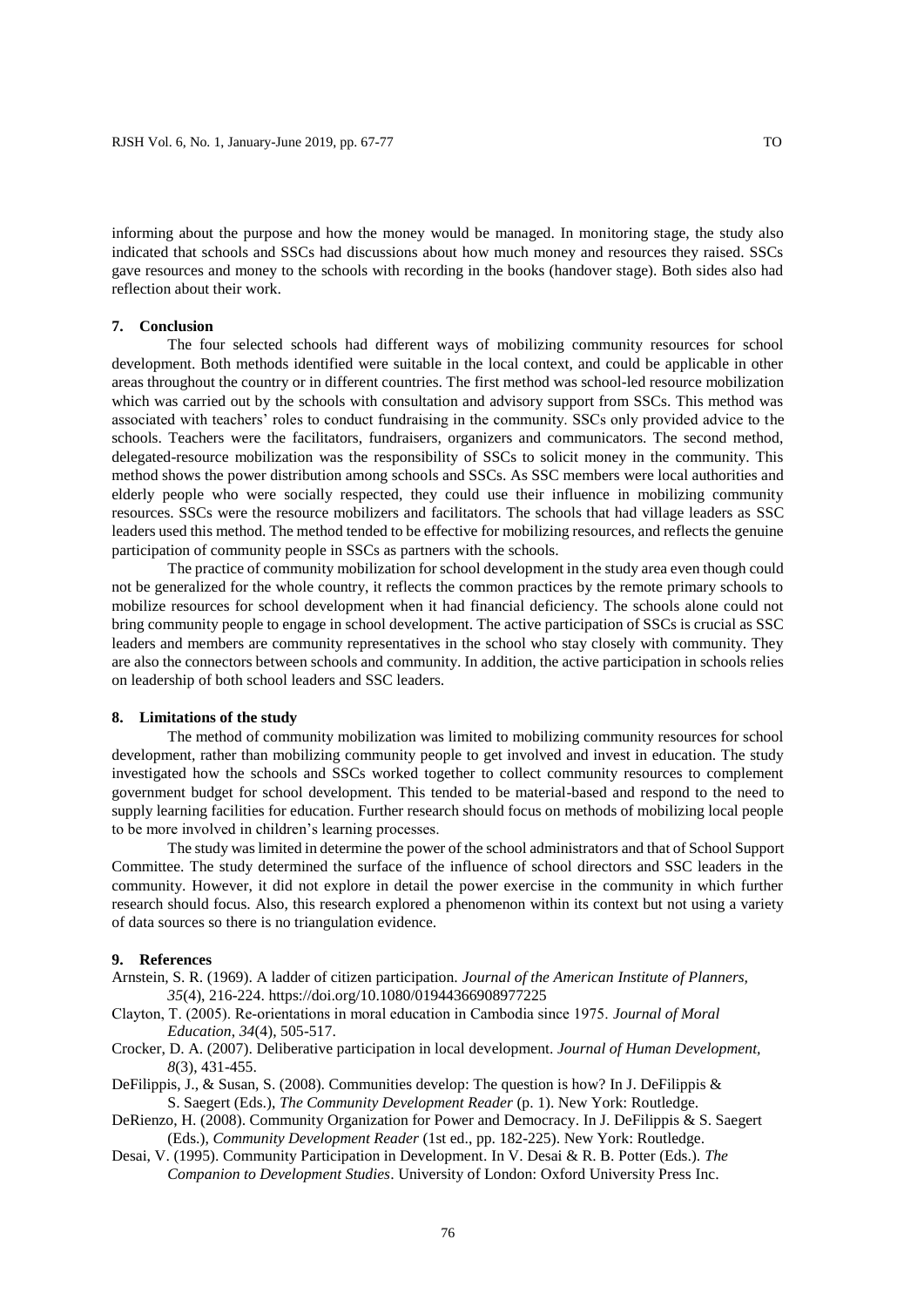informing about the purpose and how the money would be managed. In monitoring stage, the study also indicated that schools and SSCs had discussions about how much money and resources they raised. SSCs gave resources and money to the schools with recording in the books (handover stage). Both sides also had reflection about their work.

## 7. Conclusion

The four selected schools had different ways of mobilizing community resources for school development. Both methods identified were suitable in the local context, and could be applicable in other areas throughout the country or in different countries. The first method was school-led resource mobilization which was carried out by the schools with consultation and advisory support from SSCs. This method was associated with teachers' roles to conduct fundraising in the community. SSCs only provided advice to the schools. Teachers were the facilitators, fundraisers, organizers and communicators. The second method, delegated-resource mobilization was the responsibility of SSCs to solicit money in the community. This method shows the power distribution among schools and SSCs. As SSC members were local authorities and elderly people who were socially respected, they could use their influence in mobilizing community resources. SSCs were the resource mobilizers and facilitators. The schools that had village leaders as SSC leaders used this method. The method tended to be effective for mobilizing resources, and reflects the genuine participation of community people in SSCs as partners with the schools.

The practice of community mobilization for school development in the study area even though could not be generalized for the whole country, it reflects the common practices by the remote primary schools to mobilize resources for school development when it had financial deficiency. The schools alone could not bring community people to engage in school development. The active participation of SSCs is crucial as SSC leaders and members are community representatives in the school who stay closely with community. They are also the connectors between schools and community. In addition, the active participation in schools relies on leadership of both school leaders and SSC leaders.

## 8. Limitations of the study

The method of community mobilization was limited to mobilizing community resources for school development, rather than mobilizing community people to get involved and invest in education. The study investigated how the schools and SSCs worked together to collect community resources to complement government budget for school development. This tended to be material-based and respond to the need to supply learning facilities for education. Further research should focus on methods of mobilizing local people to be more involved in children's learning processes.

The study was limited in determine the power of the school administrators and that of School Support Committee. The study determined the surface of the influence of school directors and SSC leaders in the community. However, it did not explore in detail the power exercise in the community in which further research should focus. Also, this research explored a phenomenon within its context but not using a variety of data sources so there is no triangulation evidence.

## 9. References

Arnstein, S. R. (1969). A ladder of citizen participation. *Journal of the American Institute of Planners, 35*(4), 216-224. https://doi.org/10.1080/01944366908977225

Clayton, T. (2005). Re-orientations in moral education in Cambodia since 1975. *Journal of Moral Education, 34*(4), 505-517.

Crocker, D. A. (2007). Deliberative participation in local development. *Journal of Human Development, 8*(3), 431-455.

DeFilippis, J., & Susan, S. (2008). Communities develop: The question is how? In J. DeFilippis & S. Saegert (Eds.), *The Community Development Reader* (p. 1). New York: Routledge.

DeRienzo, H. (2008). Community Organization for Power and Democracy. In J. DeFilippis & S. Saegert (Eds.), *Community Development Reader* (1st ed., pp. 182-225). New York: Routledge.

Desai, V. (1995). Community Participation in Development. In V. Desai & R. B. Potter (Eds.). *The Companion to Development Studies*. University of London: Oxford University Press Inc.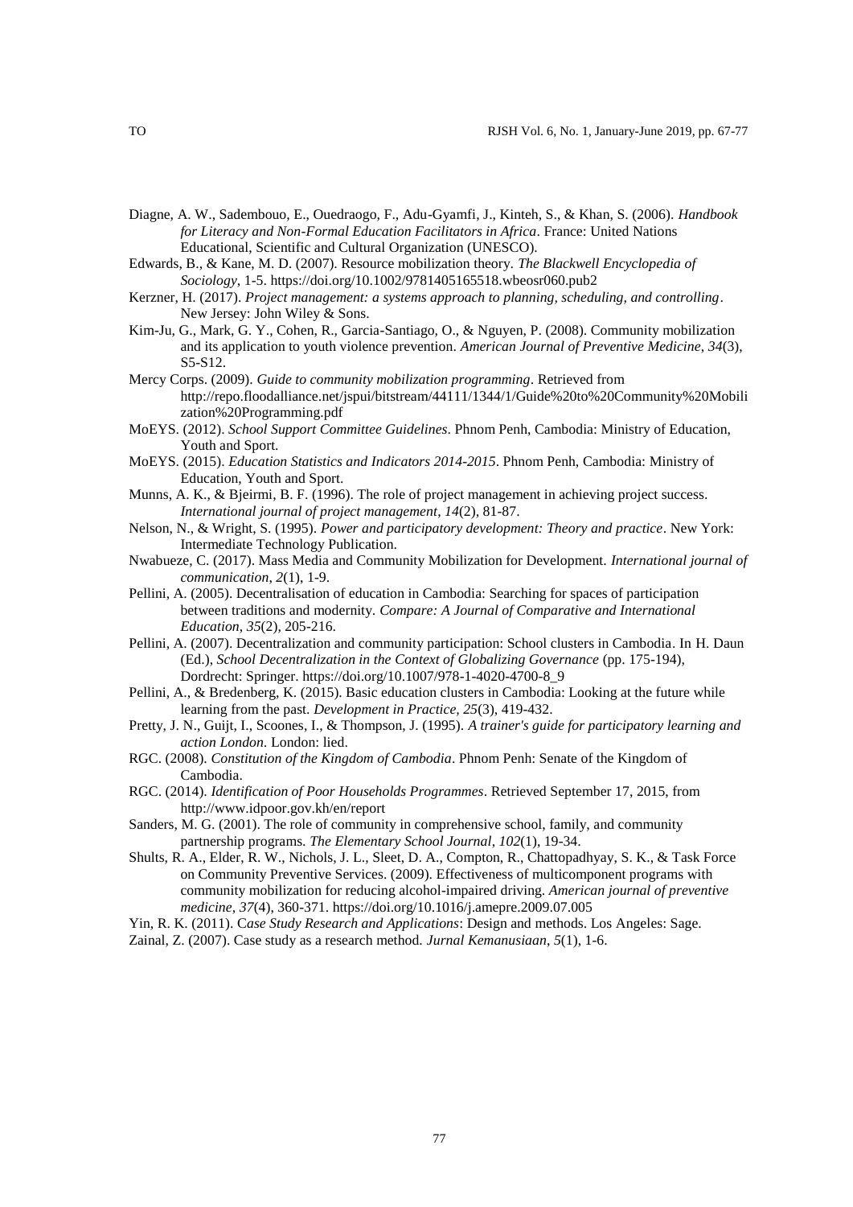Diagne, A. W., Sadembouo, E., Ouedraogo, F., Adu-Gyamfi, J., Kinteh, S., & Khan, S. (2006). *Handbook for Literacy and Non-Formal Education Facilitators in Africa*. France: United Nations Educational, Scientific and Cultural Organization (UNESCO).

Edwards, B., & Kane, M. D. (2007). Resource mobilization theory. *The Blackwell Encyclopedia of Sociology*, 1-5. https://doi.org/10.1002/9781405165518.wbeosr060.pub2

Kerzner, H. (2017). *Project management: a systems approach to planning, scheduling, and controlling*. New Jersey: John Wiley & Sons.

Kim-Ju, G., Mark, G. Y., Cohen, R., Garcia-Santiago, O., & Nguyen, P. (2008). Community mobilization and its application to youth violence prevention. *American Journal of Preventive Medicine*, *34*(3), S5-S12.

Mercy Corps. (2009). *Guide to community mobilization programming*. Retrieved from http://repo.floodalliance.net/jspui/bitstream/44111/1344/1/Guide%20to%20Community%20Mobilization%20Programming.pdf

MoEYS. (2012). *School Support Committee Guidelines*. Phnom Penh, Cambodia: Ministry of Education, Youth and Sport.

MoEYS. (2015). *Education Statistics and Indicators 2014-2015*. Phnom Penh, Cambodia: Ministry of Education, Youth and Sport.

Munns, A. K., & Bjeirmi, B. F. (1996). The role of project management in achieving project success. *International journal of project management*, *14*(2), 81-87.

Nelson, N., & Wright, S. (1995). *Power and participatory development: Theory and practice*. New York: Intermediate Technology Publication.

Nwabueze, C. (2017). Mass Media and Community Mobilization for Development. *International journal of communication*, *2*(1), 1-9.

Pellini, A. (2005). Decentralisation of education in Cambodia: Searching for spaces of participation between traditions and modernity. *Compare: A Journal of Comparative and International Education*, *35*(2), 205-216.

Pellini, A. (2007). Decentralization and community participation: School clusters in Cambodia. In H. Daun (Ed.), *School Decentralization in the Context of Globalizing Governance* (pp. 175-194), Dordrecht: Springer. https://doi.org/10.1007/978-1-4020-4700-8_9

Pellini, A., & Bredenberg, K. (2015). Basic education clusters in Cambodia: Looking at the future while learning from the past. *Development in Practice*, *25*(3), 419-432.

Pretty, J. N., Guijt, I., Scoones, I., & Thompson, J. (1995). *A trainer's guide for participatory learning and action London*. London: lied.

RGC. (2008). *Constitution of the Kingdom of Cambodia*. Phnom Penh: Senate of the Kingdom of Cambodia.

RGC. (2014). *Identification of Poor Households Programmes*. Retrieved September 17, 2015, from http://www.idpoor.gov.kh/en/report

Sanders, M. G. (2001). The role of community in comprehensive school, family, and community partnership programs. *The Elementary School Journal*, *102*(1), 19-34.

Shults, R. A., Elder, R. W., Nichols, J. L., Sleet, D. A., Compton, R., Chattopadhyay, S. K., & Task Force on Community Preventive Services. (2009). Effectiveness of multicomponent programs with community mobilization for reducing alcohol-impaired driving. *American journal of preventive medicine*, *37*(4), 360-371. https://doi.org/10.1016/j.amepre.2009.07.005

Yin, R. K. (2011). C*ase Study Research and Applications*: Design and methods. Los Angeles: Sage.

Zainal, Z. (2007). Case study as a research method. *Jurnal Kemanusiaan*, *5*(1), 1-6.